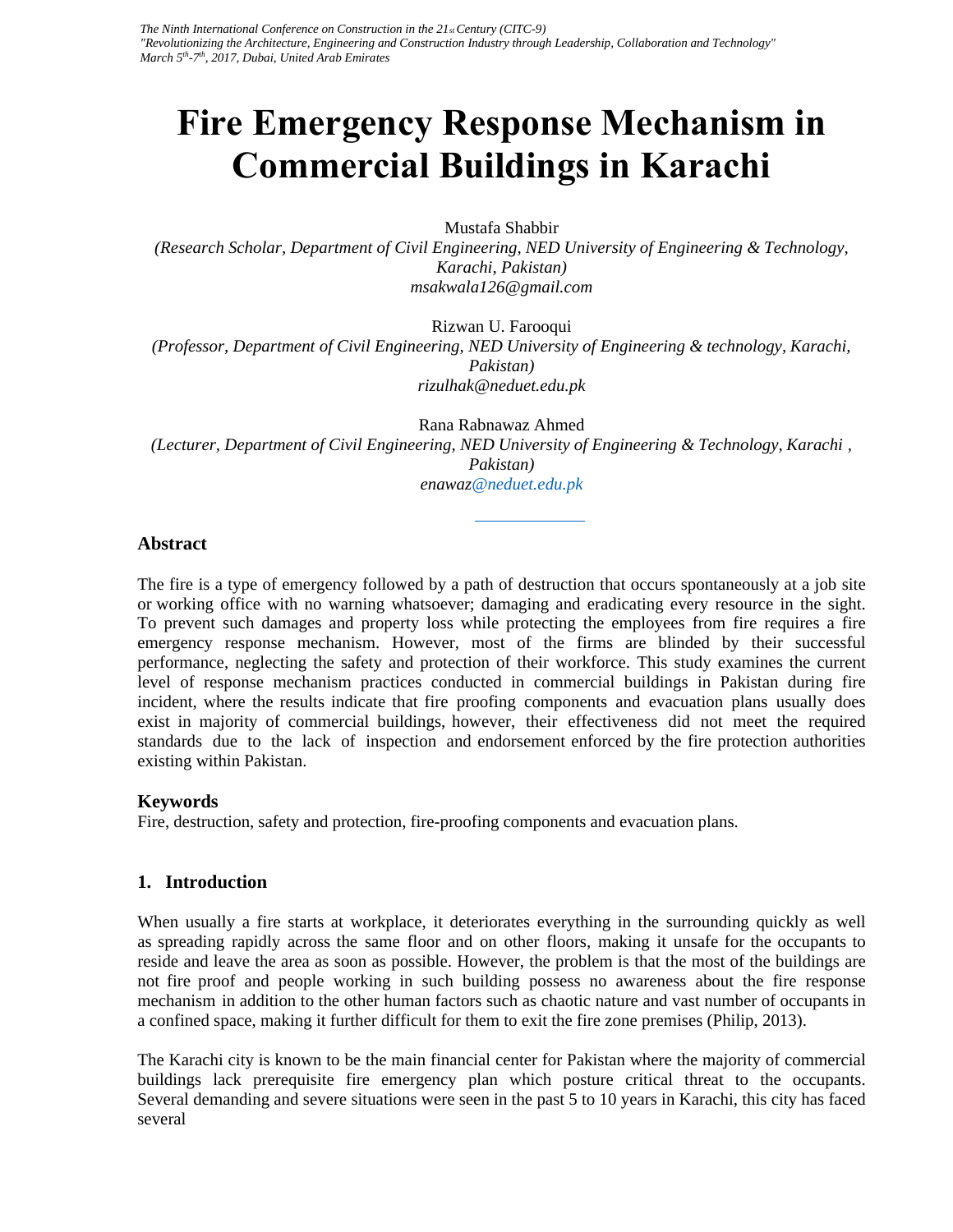# Fire Emergency Response Mechanism in Commercial Buildings in Karachi

Mustafa Shabbir
*(Research Scholar, Department of Civil Engineering, NED University of Engineering & Technology, Karachi, Pakistan)*
*msakwala126@gmail.com*

Rizwan U. Farooqui
*(Professor, Department of Civil Engineering, NED University of Engineering & technology, Karachi, Pakistan)*
*rizulhak@neduet.edu.pk*

Rana Rabnawaz Ahmed
*(Lecturer, Department of Civil Engineering, NED University of Engineering & Technology, Karachi , Pakistan)*
*enawaz@neduet.edu.pk*

## Abstract

The fire is a type of emergency followed by a path of destruction that occurs spontaneously at a job site or working office with no warning whatsoever; damaging and eradicating every resource in the sight. To prevent such damages and property loss while protecting the employees from fire requires a fire emergency response mechanism. However, most of the firms are blinded by their successful performance, neglecting the safety and protection of their workforce. This study examines the current level of response mechanism practices conducted in commercial buildings in Pakistan during fire incident, where the results indicate that fire proofing components and evacuation plans usually does exist in majority of commercial buildings, however, their effectiveness did not meet the required standards due to the lack of inspection and endorsement enforced by the fire protection authorities existing within Pakistan.

## Keywords

Fire, destruction, safety and protection, fire-proofing components and evacuation plans.

## 1. Introduction

When usually a fire starts at workplace, it deteriorates everything in the surrounding quickly as well as spreading rapidly across the same floor and on other floors, making it unsafe for the occupants to reside and leave the area as soon as possible. However, the problem is that the most of the buildings are not fire proof and people working in such building possess no awareness about the fire response mechanism in addition to the other human factors such as chaotic nature and vast number of occupants in a confined space, making it further difficult for them to exit the fire zone premises (Philip, 2013).

The Karachi city is known to be the main financial center for Pakistan where the majority of commercial buildings lack prerequisite fire emergency plan which posture critical threat to the occupants. Several demanding and severe situations were seen in the past 5 to 10 years in Karachi, this city has faced several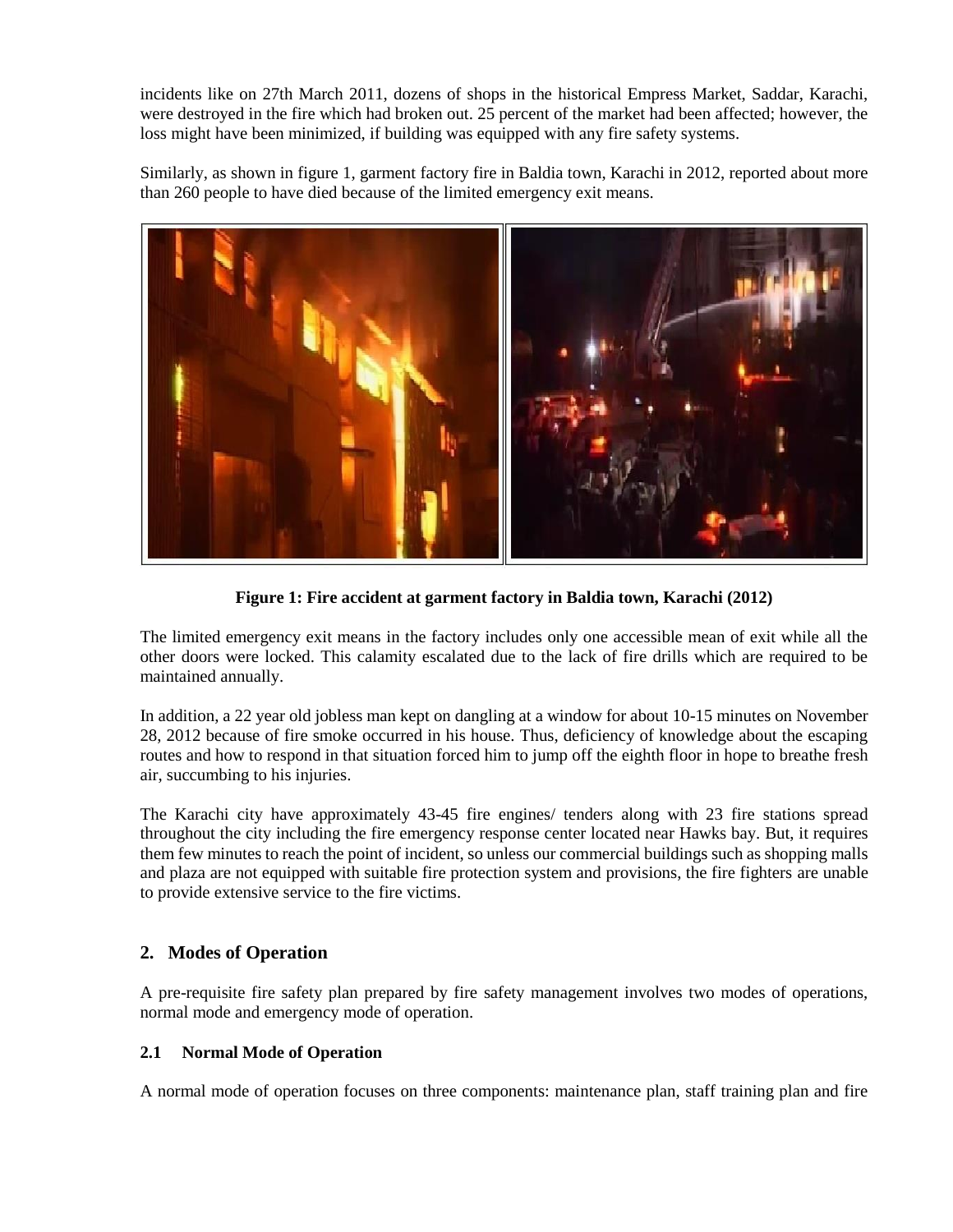incidents like on 27th March 2011, dozens of shops in the historical Empress Market, Saddar, Karachi, were destroyed in the fire which had broken out. 25 percent of the market had been affected; however, the loss might have been minimized, if building was equipped with any fire safety systems.

Similarly, as shown in figure 1, garment factory fire in Baldia town, Karachi in 2012, reported about more than 260 people to have died because of the limited emergency exit means.

**Figure 1: Fire accident at garment factory in Baldia town, Karachi (2012)**

The limited emergency exit means in the factory includes only one accessible mean of exit while all the other doors were locked. This calamity escalated due to the lack of fire drills which are required to be maintained annually.

In addition, a 22 year old jobless man kept on dangling at a window for about 10-15 minutes on November 28, 2012 because of fire smoke occurred in his house. Thus, deficiency of knowledge about the escaping routes and how to respond in that situation forced him to jump off the eighth floor in hope to breathe fresh air, succumbing to his injuries.

The Karachi city have approximately 43-45 fire engines/ tenders along with 23 fire stations spread throughout the city including the fire emergency response center located near Hawks bay. But, it requires them few minutes to reach the point of incident, so unless our commercial buildings such as shopping malls and plaza are not equipped with suitable fire protection system and provisions, the fire fighters are unable to provide extensive service to the fire victims.

## 2. Modes of Operation

A pre-requisite fire safety plan prepared by fire safety management involves two modes of operations, normal mode and emergency mode of operation.

### 2.1 Normal Mode of Operation

A normal mode of operation focuses on three components: maintenance plan, staff training plan and fire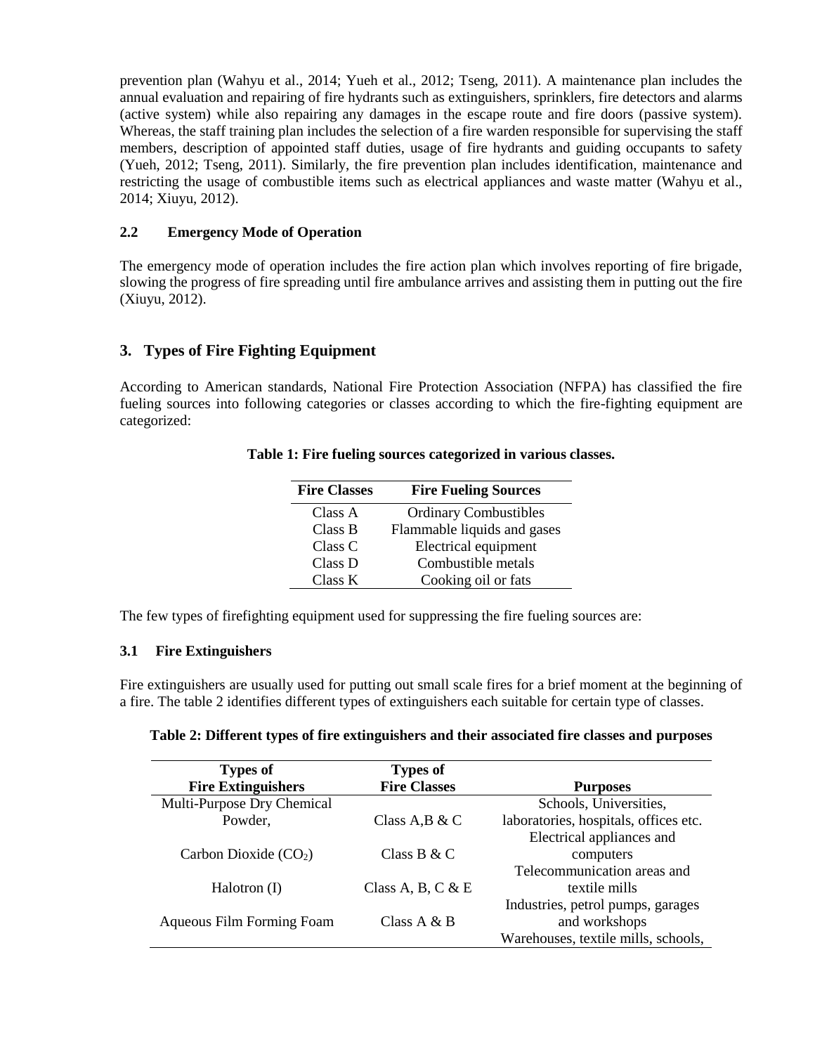prevention plan (Wahyu et al., 2014; Yueh et al., 2012; Tseng, 2011). A maintenance plan includes the annual evaluation and repairing of fire hydrants such as extinguishers, sprinklers, fire detectors and alarms (active system) while also repairing any damages in the escape route and fire doors (passive system). Whereas, the staff training plan includes the selection of a fire warden responsible for supervising the staff members, description of appointed staff duties, usage of fire hydrants and guiding occupants to safety (Yueh, 2012; Tseng, 2011). Similarly, the fire prevention plan includes identification, maintenance and restricting the usage of combustible items such as electrical appliances and waste matter (Wahyu et al., 2014; Xiuyu, 2012).

### 2.2 Emergency Mode of Operation

The emergency mode of operation includes the fire action plan which involves reporting of fire brigade, slowing the progress of fire spreading until fire ambulance arrives and assisting them in putting out the fire (Xiuyu, 2012).

## 3. Types of Fire Fighting Equipment

According to American standards, National Fire Protection Association (NFPA) has classified the fire fueling sources into following categories or classes according to which the fire-fighting equipment are categorized:

**Table 1: Fire fueling sources categorized in various classes.**

| Fire Classes | Fire Fueling Sources |
|---|---|
| Class A | Ordinary Combustibles |
| Class B | Flammable liquids and gases |
| Class C | Electrical equipment |
| Class D | Combustible metals |
| Class K | Cooking oil or fats |

The few types of firefighting equipment used for suppressing the fire fueling sources are:

### 3.1 Fire Extinguishers

Fire extinguishers are usually used for putting out small scale fires for a brief moment at the beginning of a fire. The table 2 identifies different types of extinguishers each suitable for certain type of classes.

**Table 2: Different types of fire extinguishers and their associated fire classes and purposes**

| Types of Fire Extinguishers | Types of Fire Classes | Purposes |
|---|---|---|
| Multi-Purpose Dry Chemical Powder, | Class A,B & C | Schools, Universities, laboratories, hospitals, offices etc. |
| Carbon Dioxide ($CO_2$) | Class B & C | Electrical appliances and computers |
| Halotron (I) | Class A, B, C & E | Telecommunication areas and textile mills |
| Aqueous Film Forming Foam | Class A & B | Industries, petrol pumps, garages and workshops<br>Warehouses, textile mills, schools, |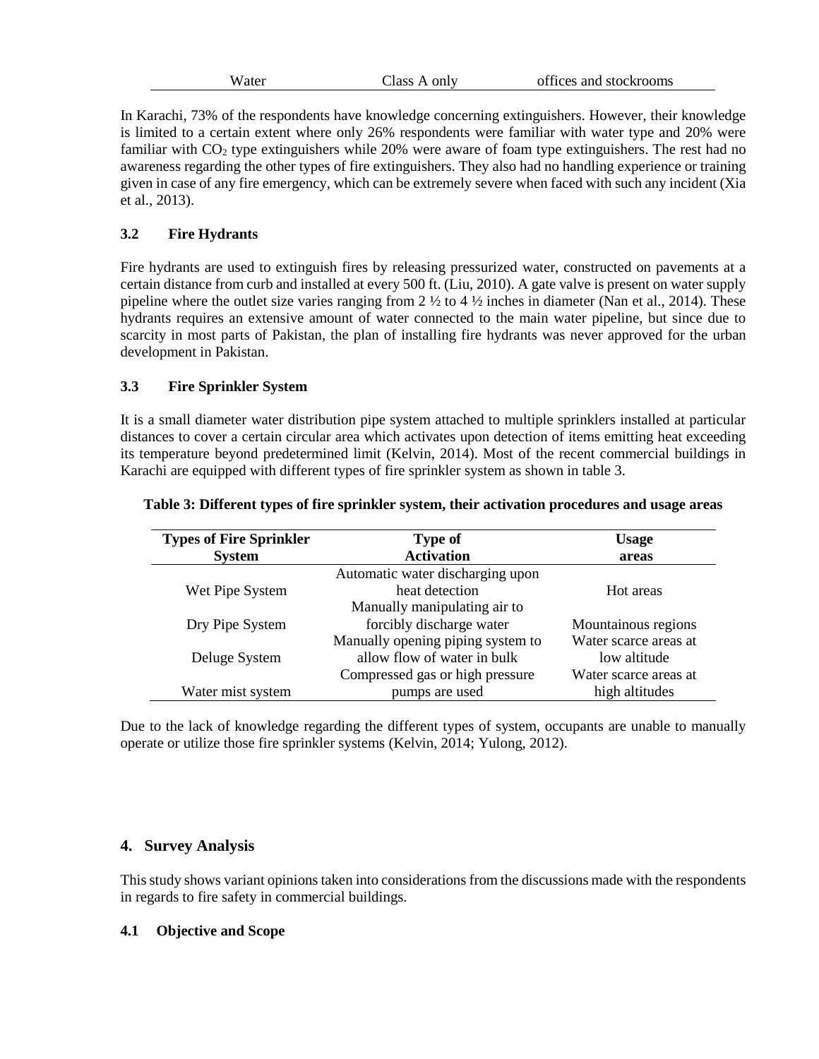| Water | Class A only | offices and stockrooms |
|---|---|---|

In Karachi, 73% of the respondents have knowledge concerning extinguishers. However, their knowledge is limited to a certain extent where only 26% respondents were familiar with water type and 20% were familiar with $CO_2$ type extinguishers while 20% were aware of foam type extinguishers. The rest had no awareness regarding the other types of fire extinguishers. They also had no handling experience or training given in case of any fire emergency, which can be extremely severe when faced with such any incident (Xia et al., 2013).

### 3.2 Fire Hydrants

Fire hydrants are used to extinguish fires by releasing pressurized water, constructed on pavements at a certain distance from curb and installed at every 500 ft. (Liu, 2010). A gate valve is present on water supply pipeline where the outlet size varies ranging from 2 ½ to 4 ½ inches in diameter (Nan et al., 2014). These hydrants requires an extensive amount of water connected to the main water pipeline, but since due to scarcity in most parts of Pakistan, the plan of installing fire hydrants was never approved for the urban development in Pakistan.

### 3.3 Fire Sprinkler System

It is a small diameter water distribution pipe system attached to multiple sprinklers installed at particular distances to cover a certain circular area which activates upon detection of items emitting heat exceeding its temperature beyond predetermined limit (Kelvin, 2014). Most of the recent commercial buildings in Karachi are equipped with different types of fire sprinkler system as shown in table 3.

**Table 3: Different types of fire sprinkler system, their activation procedures and usage areas**

| Types of Fire Sprinkler System | Type of Activation | Usage areas |
|---|---|---|
| Wet Pipe System | Automatic water discharging upon heat detection | Hot areas |
| Dry Pipe System | Manually manipulating air to forcibly discharge water | Mountainous regions |
| Deluge System | Manually opening piping system to allow flow of water in bulk | Water scarce areas at low altitude |
| Water mist system | Compressed gas or high pressure pumps are used | Water scarce areas at high altitudes |

Due to the lack of knowledge regarding the different types of system, occupants are unable to manually operate or utilize those fire sprinkler systems (Kelvin, 2014; Yulong, 2012).

## 4. Survey Analysis

This study shows variant opinions taken into considerations from the discussions made with the respondents in regards to fire safety in commercial buildings.

### 4.1 Objective and Scope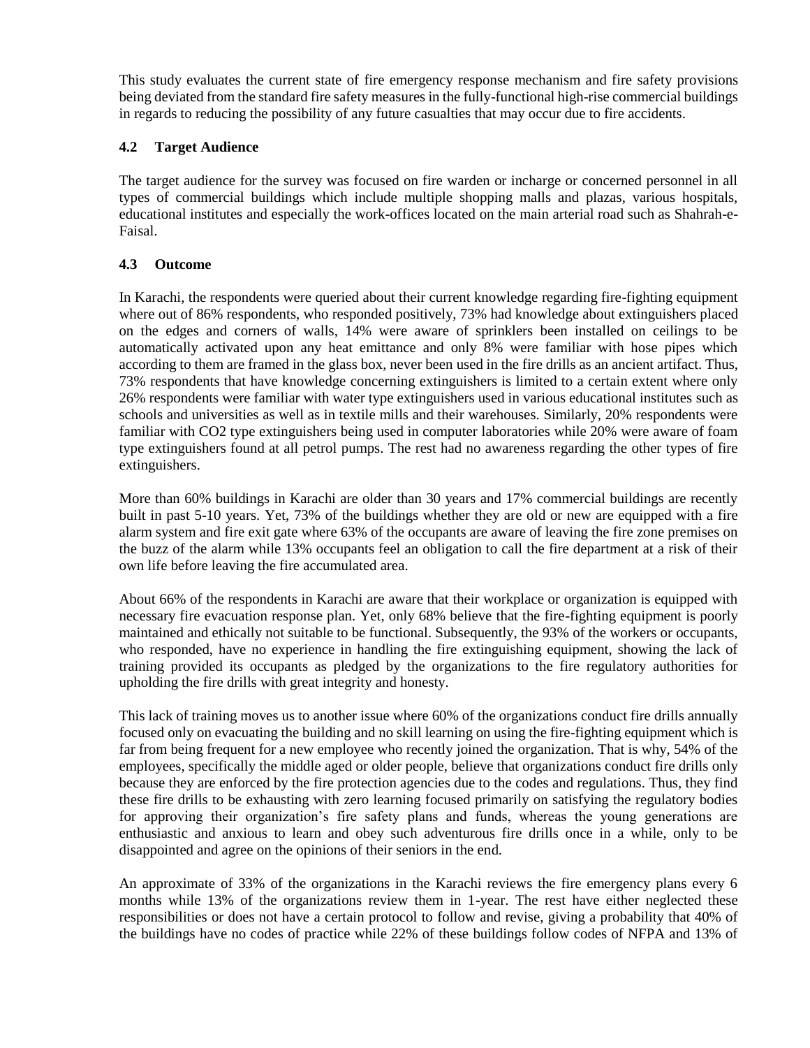This study evaluates the current state of fire emergency response mechanism and fire safety provisions being deviated from the standard fire safety measures in the fully-functional high-rise commercial buildings in regards to reducing the possibility of any future casualties that may occur due to fire accidents.

### 4.2 Target Audience

The target audience for the survey was focused on fire warden or incharge or concerned personnel in all types of commercial buildings which include multiple shopping malls and plazas, various hospitals, educational institutes and especially the work-offices located on the main arterial road such as Shahrah-e-Faisal.

### 4.3 Outcome

In Karachi, the respondents were queried about their current knowledge regarding fire-fighting equipment where out of 86% respondents, who responded positively, 73% had knowledge about extinguishers placed on the edges and corners of walls, 14% were aware of sprinklers been installed on ceilings to be automatically activated upon any heat emittance and only 8% were familiar with hose pipes which according to them are framed in the glass box, never been used in the fire drills as an ancient artifact. Thus, 73% respondents that have knowledge concerning extinguishers is limited to a certain extent where only 26% respondents were familiar with water type extinguishers used in various educational institutes such as schools and universities as well as in textile mills and their warehouses. Similarly, 20% respondents were familiar with $CO_2$ type extinguishers being used in computer laboratories while 20% were aware of foam type extinguishers found at all petrol pumps. The rest had no awareness regarding the other types of fire extinguishers.

More than 60% buildings in Karachi are older than 30 years and 17% commercial buildings are recently built in past 5-10 years. Yet, 73% of the buildings whether they are old or new are equipped with a fire alarm system and fire exit gate where 63% of the occupants are aware of leaving the fire zone premises on the buzz of the alarm while 13% occupants feel an obligation to call the fire department at a risk of their own life before leaving the fire accumulated area.

About 66% of the respondents in Karachi are aware that their workplace or organization is equipped with necessary fire evacuation response plan. Yet, only 68% believe that the fire-fighting equipment is poorly maintained and ethically not suitable to be functional. Subsequently, the 93% of the workers or occupants, who responded, have no experience in handling the fire extinguishing equipment, showing the lack of training provided its occupants as pledged by the organizations to the fire regulatory authorities for upholding the fire drills with great integrity and honesty.

This lack of training moves us to another issue where 60% of the organizations conduct fire drills annually focused only on evacuating the building and no skill learning on using the fire-fighting equipment which is far from being frequent for a new employee who recently joined the organization. That is why, 54% of the employees, specifically the middle aged or older people, believe that organizations conduct fire drills only because they are enforced by the fire protection agencies due to the codes and regulations. Thus, they find these fire drills to be exhausting with zero learning focused primarily on satisfying the regulatory bodies for approving their organization's fire safety plans and funds, whereas the young generations are enthusiastic and anxious to learn and obey such adventurous fire drills once in a while, only to be disappointed and agree on the opinions of their seniors in the end.

An approximate of 33% of the organizations in the Karachi reviews the fire emergency plans every 6 months while 13% of the organizations review them in 1-year. The rest have either neglected these responsibilities or does not have a certain protocol to follow and revise, giving a probability that 40% of the buildings have no codes of practice while 22% of these buildings follow codes of NFPA and 13% of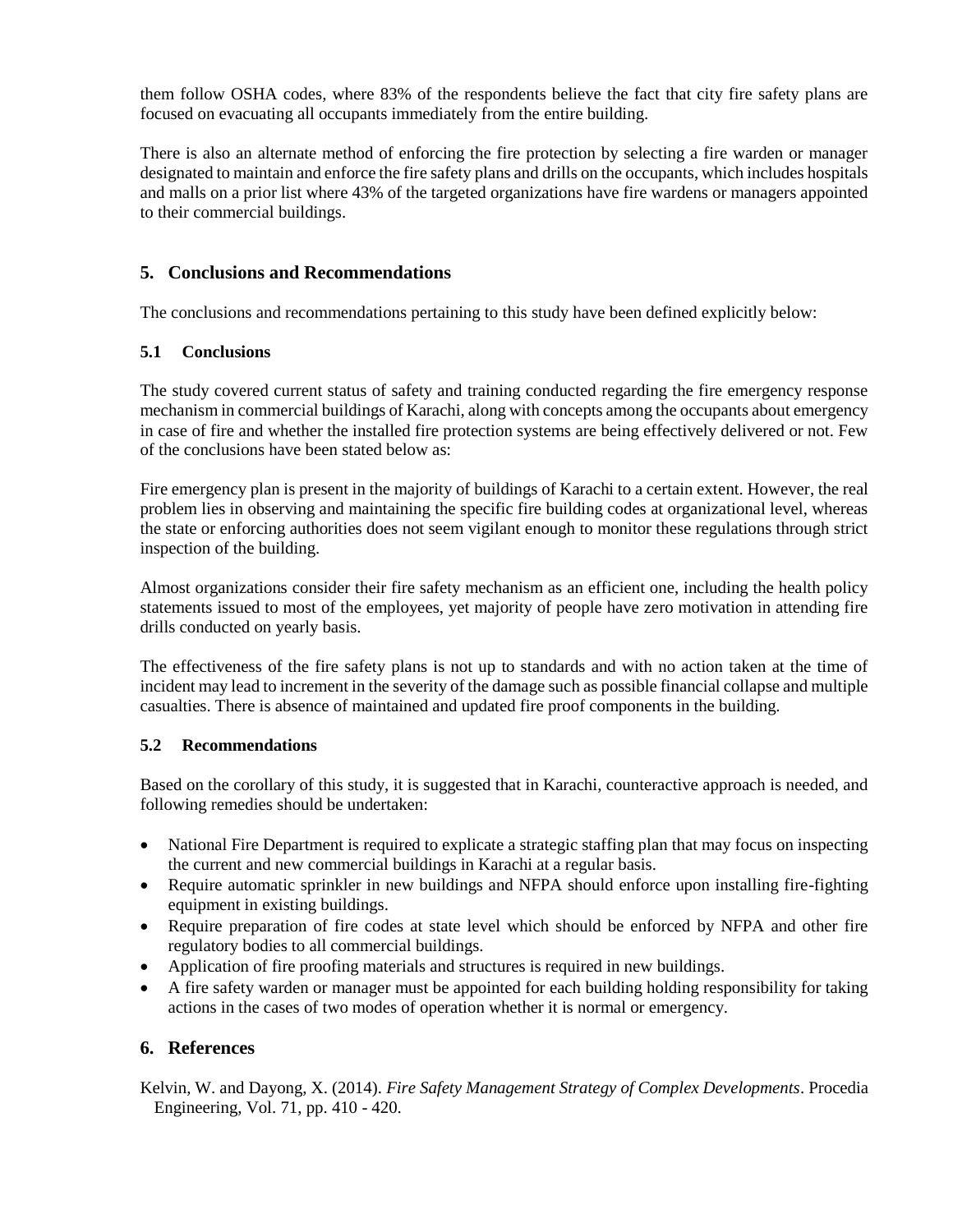them follow OSHA codes, where 83% of the respondents believe the fact that city fire safety plans are focused on evacuating all occupants immediately from the entire building.

There is also an alternate method of enforcing the fire protection by selecting a fire warden or manager designated to maintain and enforce the fire safety plans and drills on the occupants, which includes hospitals and malls on a prior list where 43% of the targeted organizations have fire wardens or managers appointed to their commercial buildings.

## 5. Conclusions and Recommendations

The conclusions and recommendations pertaining to this study have been defined explicitly below:

### 5.1 Conclusions

The study covered current status of safety and training conducted regarding the fire emergency response mechanism in commercial buildings of Karachi, along with concepts among the occupants about emergency in case of fire and whether the installed fire protection systems are being effectively delivered or not. Few of the conclusions have been stated below as:

Fire emergency plan is present in the majority of buildings of Karachi to a certain extent. However, the real problem lies in observing and maintaining the specific fire building codes at organizational level, whereas the state or enforcing authorities does not seem vigilant enough to monitor these regulations through strict inspection of the building.

Almost organizations consider their fire safety mechanism as an efficient one, including the health policy statements issued to most of the employees, yet majority of people have zero motivation in attending fire drills conducted on yearly basis.

The effectiveness of the fire safety plans is not up to standards and with no action taken at the time of incident may lead to increment in the severity of the damage such as possible financial collapse and multiple casualties. There is absence of maintained and updated fire proof components in the building.

### 5.2 Recommendations

Based on the corollary of this study, it is suggested that in Karachi, counteractive approach is needed, and following remedies should be undertaken:

- National Fire Department is required to explicate a strategic staffing plan that may focus on inspecting the current and new commercial buildings in Karachi at a regular basis.
- Require automatic sprinkler in new buildings and NFPA should enforce upon installing fire-fighting equipment in existing buildings.
- Require preparation of fire codes at state level which should be enforced by NFPA and other fire regulatory bodies to all commercial buildings.
- Application of fire proofing materials and structures is required in new buildings.
- A fire safety warden or manager must be appointed for each building holding responsibility for taking actions in the cases of two modes of operation whether it is normal or emergency.

## 6. References

Kelvin, W. and Dayong, X. (2014). *Fire Safety Management Strategy of Complex Developments*. Procedia Engineering, Vol. 71, pp. 410 - 420.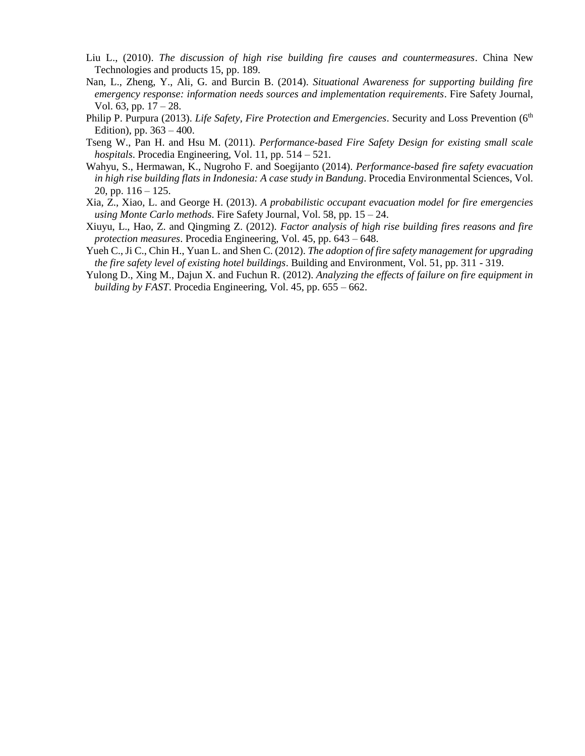Liu L., (2010). *The discussion of high rise building fire causes and countermeasures*. China New Technologies and products 15, pp. 189.

Nan, L., Zheng, Y., Ali, G. and Burcin B. (2014). *Situational Awareness for supporting building fire emergency response: information needs sources and implementation requirements*. Fire Safety Journal, Vol. 63, pp. 17 – 28.

Philip P. Purpura (2013). *Life Safety, Fire Protection and Emergencies*. Security and Loss Prevention (6th Edition), pp. 363 – 400.

Tseng W., Pan H. and Hsu M. (2011). *Performance-based Fire Safety Design for existing small scale hospitals*. Procedia Engineering, Vol. 11, pp. 514 – 521.

Wahyu, S., Hermawan, K., Nugroho F. and Soegijanto (2014). *Performance-based fire safety evacuation in high rise building flats in Indonesia: A case study in Bandung*. Procedia Environmental Sciences, Vol. 20, pp. 116 – 125.

Xia, Z., Xiao, L. and George H. (2013). *A probabilistic occupant evacuation model for fire emergencies using Monte Carlo methods*. Fire Safety Journal, Vol. 58, pp. 15 – 24.

Xiuyu, L., Hao, Z. and Qingming Z. (2012). *Factor analysis of high rise building fires reasons and fire protection measures*. Procedia Engineering, Vol. 45, pp. 643 – 648.

Yueh C., Ji C., Chin H., Yuan L. and Shen C. (2012). *The adoption of fire safety management for upgrading the fire safety level of existing hotel buildings*. Building and Environment, Vol. 51, pp. 311 - 319.

Yulong D., Xing M., Dajun X. and Fuchun R. (2012). *Analyzing the effects of failure on fire equipment in building by FAST*. Procedia Engineering, Vol. 45, pp. 655 – 662.